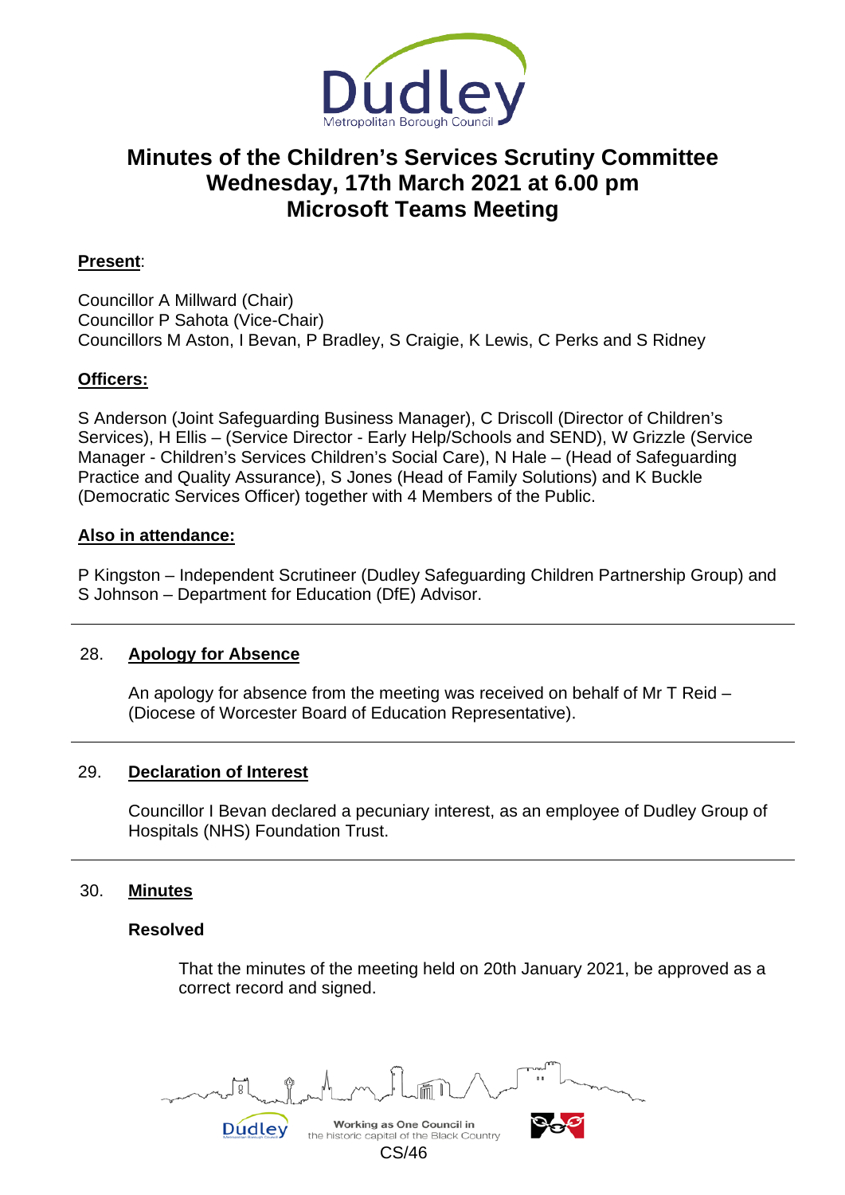# Minutes of the Children's Services Scrutiny Committee
# Wednesday, 17th March 2021 at 6.00 pm
# Microsoft Teams Meeting

**Present**:

Councillor A Millward (Chair)
Councillor P Sahota (Vice-Chair)
Councillors M Aston, I Bevan, P Bradley, S Craigie, K Lewis, C Perks and S Ridney

**Officers:**

S Anderson (Joint Safeguarding Business Manager), C Driscoll (Director of Children's Services), H Ellis – (Service Director - Early Help/Schools and SEND), W Grizzle (Service Manager - Children's Services Children's Social Care), N Hale – (Head of Safeguarding Practice and Quality Assurance), S Jones (Head of Family Solutions) and K Buckle (Democratic Services Officer) together with 4 Members of the Public.

**Also in attendance:**

P Kingston – Independent Scrutineer (Dudley Safeguarding Children Partnership Group) and S Johnson – Department for Education (DfE) Advisor.

---

## 28. Apology for Absence

An apology for absence from the meeting was received on behalf of Mr T Reid – (Diocese of Worcester Board of Education Representative).

---

## 29. Declaration of Interest

Councillor I Bevan declared a pecuniary interest, as an employee of Dudley Group of Hospitals (NHS) Foundation Trust.

---

## 30. Minutes

**Resolved**

That the minutes of the meeting held on 20th January 2021, be approved as a correct record and signed.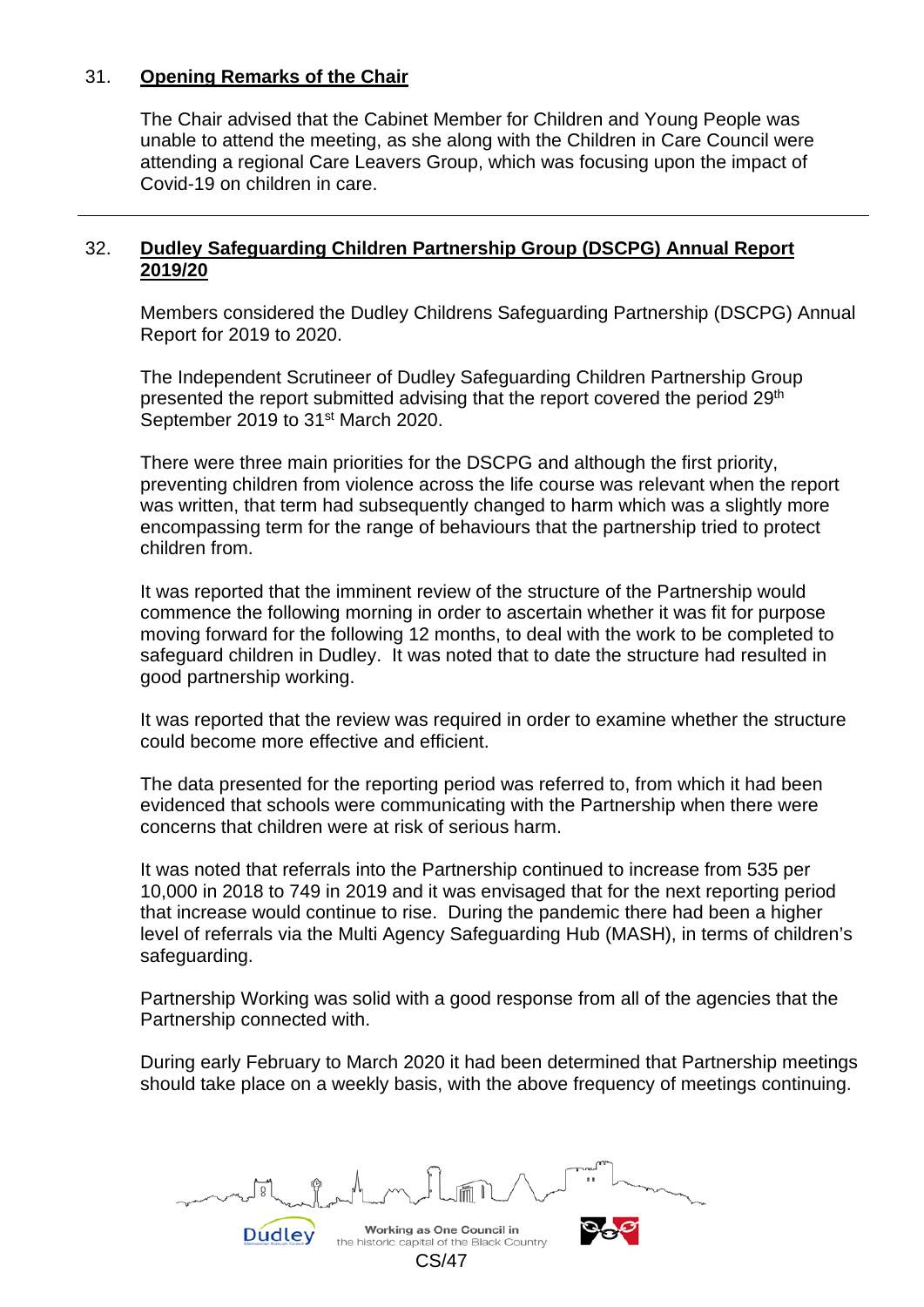## 31. Opening Remarks of the Chair

The Chair advised that the Cabinet Member for Children and Young People was unable to attend the meeting, as she along with the Children in Care Council were attending a regional Care Leavers Group, which was focusing upon the impact of Covid-19 on children in care.

---

## 32. Dudley Safeguarding Children Partnership Group (DSCPG) Annual Report 2019/20

Members considered the Dudley Childrens Safeguarding Partnership (DSCPG) Annual Report for 2019 to 2020.

The Independent Scrutineer of Dudley Safeguarding Children Partnership Group presented the report submitted advising that the report covered the period 29th September 2019 to 31st March 2020.

There were three main priorities for the DSCPG and although the first priority, preventing children from violence across the life course was relevant when the report was written, that term had subsequently changed to harm which was a slightly more encompassing term for the range of behaviours that the partnership tried to protect children from.

It was reported that the imminent review of the structure of the Partnership would commence the following morning in order to ascertain whether it was fit for purpose moving forward for the following 12 months, to deal with the work to be completed to safeguard children in Dudley. It was noted that to date the structure had resulted in good partnership working.

It was reported that the review was required in order to examine whether the structure could become more effective and efficient.

The data presented for the reporting period was referred to, from which it had been evidenced that schools were communicating with the Partnership when there were concerns that children were at risk of serious harm.

It was noted that referrals into the Partnership continued to increase from 535 per 10,000 in 2018 to 749 in 2019 and it was envisaged that for the next reporting period that increase would continue to rise. During the pandemic there had been a higher level of referrals via the Multi Agency Safeguarding Hub (MASH), in terms of children's safeguarding.

Partnership Working was solid with a good response from all of the agencies that the Partnership connected with.

During early February to March 2020 it had been determined that Partnership meetings should take place on a weekly basis, with the above frequency of meetings continuing.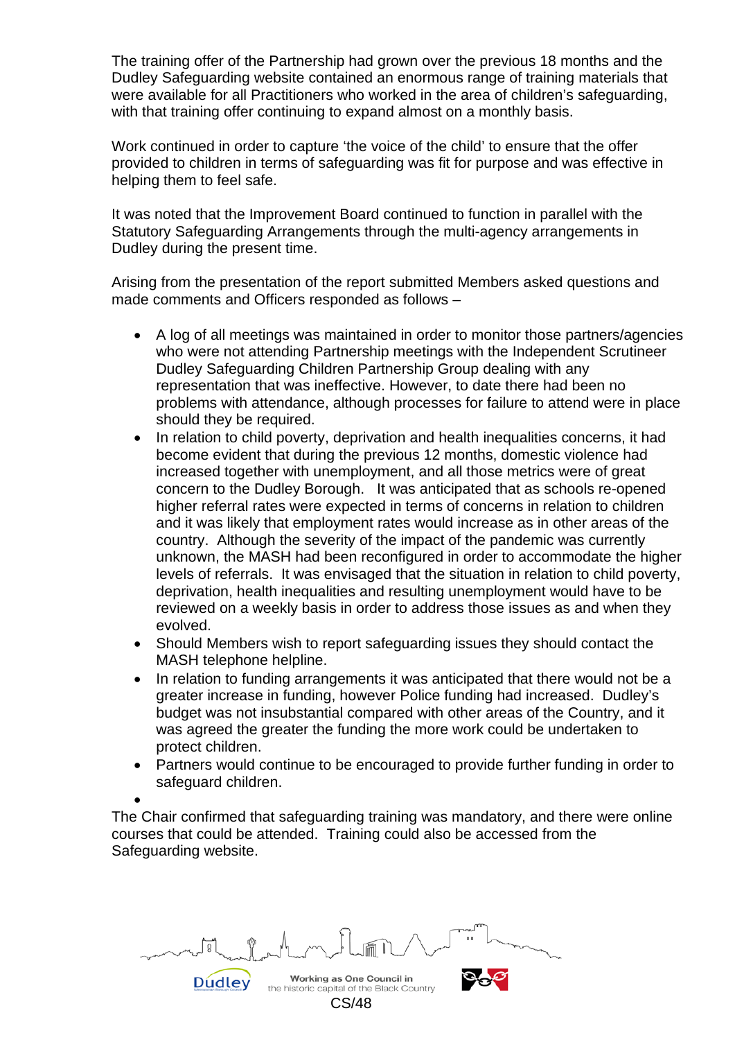The training offer of the Partnership had grown over the previous 18 months and the Dudley Safeguarding website contained an enormous range of training materials that were available for all Practitioners who worked in the area of children's safeguarding, with that training offer continuing to expand almost on a monthly basis.

Work continued in order to capture 'the voice of the child' to ensure that the offer provided to children in terms of safeguarding was fit for purpose and was effective in helping them to feel safe.

It was noted that the Improvement Board continued to function in parallel with the Statutory Safeguarding Arrangements through the multi-agency arrangements in Dudley during the present time.

Arising from the presentation of the report submitted Members asked questions and made comments and Officers responded as follows –

- A log of all meetings was maintained in order to monitor those partners/agencies who were not attending Partnership meetings with the Independent Scrutineer Dudley Safeguarding Children Partnership Group dealing with any representation that was ineffective. However, to date there had been no problems with attendance, although processes for failure to attend were in place should they be required.
- In relation to child poverty, deprivation and health inequalities concerns, it had become evident that during the previous 12 months, domestic violence had increased together with unemployment, and all those metrics were of great concern to the Dudley Borough. It was anticipated that as schools re-opened higher referral rates were expected in terms of concerns in relation to children and it was likely that employment rates would increase as in other areas of the country. Although the severity of the impact of the pandemic was currently unknown, the MASH had been reconfigured in order to accommodate the higher levels of referrals. It was envisaged that the situation in relation to child poverty, deprivation, health inequalities and resulting unemployment would have to be reviewed on a weekly basis in order to address those issues as and when they evolved.
- Should Members wish to report safeguarding issues they should contact the MASH telephone helpline.
- In relation to funding arrangements it was anticipated that there would not be a greater increase in funding, however Police funding had increased. Dudley's budget was not insubstantial compared with other areas of the Country, and it was agreed the greater the funding the more work could be undertaken to protect children.
- Partners would continue to be encouraged to provide further funding in order to safeguard children.

The Chair confirmed that safeguarding training was mandatory, and there were online courses that could be attended. Training could also be accessed from the Safeguarding website.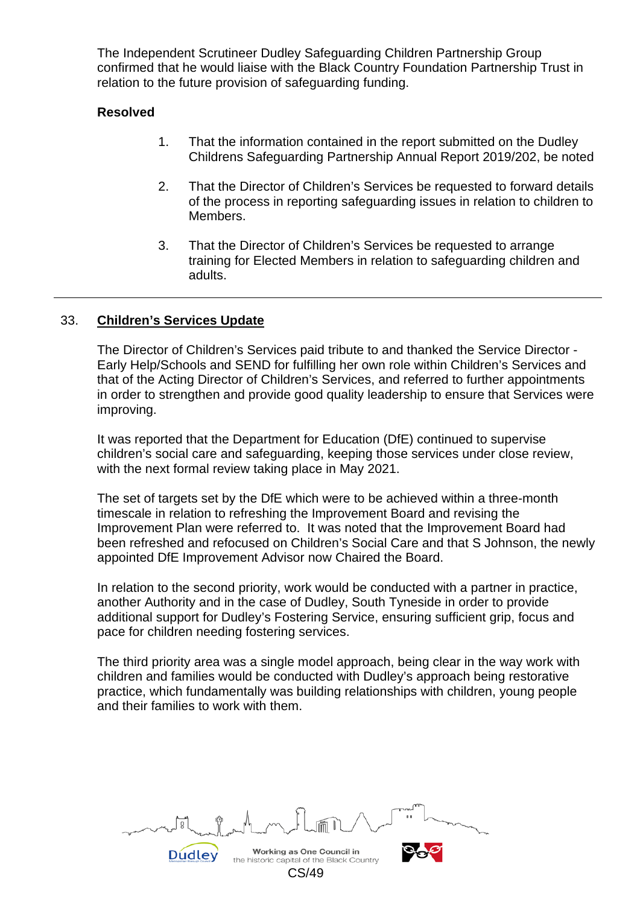The Independent Scrutineer Dudley Safeguarding Children Partnership Group confirmed that he would liaise with the Black Country Foundation Partnership Trust in relation to the future provision of safeguarding funding.

**Resolved**

1. That the information contained in the report submitted on the Dudley Childrens Safeguarding Partnership Annual Report 2019/202, be noted

2. That the Director of Children's Services be requested to forward details of the process in reporting safeguarding issues in relation to children to Members.

3. That the Director of Children's Services be requested to arrange training for Elected Members in relation to safeguarding children and adults.

---

## 33. Children's Services Update

The Director of Children's Services paid tribute to and thanked the Service Director - Early Help/Schools and SEND for fulfilling her own role within Children's Services and that of the Acting Director of Children's Services, and referred to further appointments in order to strengthen and provide good quality leadership to ensure that Services were improving.

It was reported that the Department for Education (DfE) continued to supervise children's social care and safeguarding, keeping those services under close review, with the next formal review taking place in May 2021.

The set of targets set by the DfE which were to be achieved within a three-month timescale in relation to refreshing the Improvement Board and revising the Improvement Plan were referred to. It was noted that the Improvement Board had been refreshed and refocused on Children's Social Care and that S Johnson, the newly appointed DfE Improvement Advisor now Chaired the Board.

In relation to the second priority, work would be conducted with a partner in practice, another Authority and in the case of Dudley, South Tyneside in order to provide additional support for Dudley's Fostering Service, ensuring sufficient grip, focus and pace for children needing fostering services.

The third priority area was a single model approach, being clear in the way work with children and families would be conducted with Dudley's approach being restorative practice, which fundamentally was building relationships with children, young people and their families to work with them.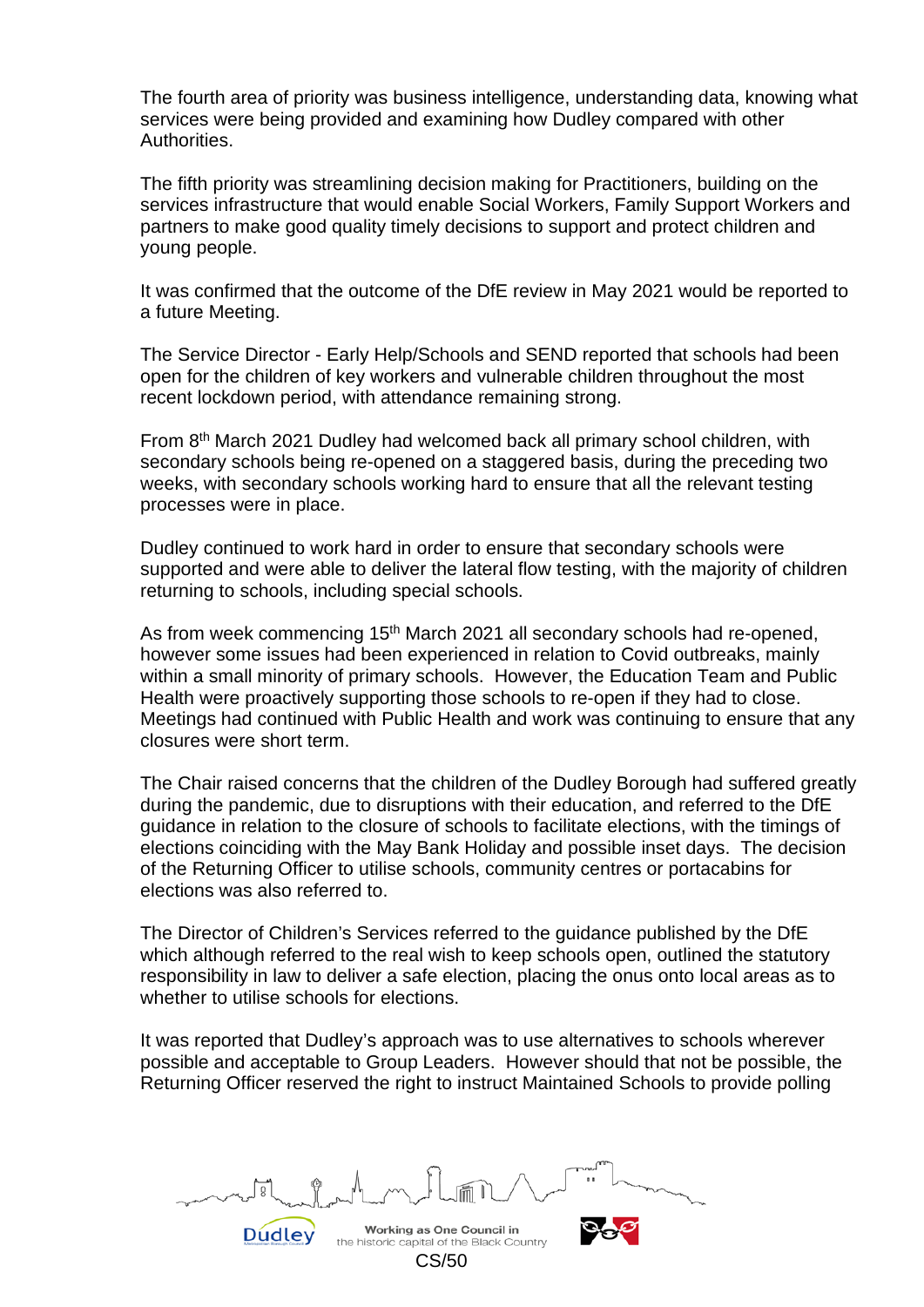The fourth area of priority was business intelligence, understanding data, knowing what services were being provided and examining how Dudley compared with other Authorities.

The fifth priority was streamlining decision making for Practitioners, building on the services infrastructure that would enable Social Workers, Family Support Workers and partners to make good quality timely decisions to support and protect children and young people.

It was confirmed that the outcome of the DfE review in May 2021 would be reported to a future Meeting.

The Service Director - Early Help/Schools and SEND reported that schools had been open for the children of key workers and vulnerable children throughout the most recent lockdown period, with attendance remaining strong.

From 8th March 2021 Dudley had welcomed back all primary school children, with secondary schools being re-opened on a staggered basis, during the preceding two weeks, with secondary schools working hard to ensure that all the relevant testing processes were in place.

Dudley continued to work hard in order to ensure that secondary schools were supported and were able to deliver the lateral flow testing, with the majority of children returning to schools, including special schools.

As from week commencing 15th March 2021 all secondary schools had re-opened, however some issues had been experienced in relation to Covid outbreaks, mainly within a small minority of primary schools. However, the Education Team and Public Health were proactively supporting those schools to re-open if they had to close. Meetings had continued with Public Health and work was continuing to ensure that any closures were short term.

The Chair raised concerns that the children of the Dudley Borough had suffered greatly during the pandemic, due to disruptions with their education, and referred to the DfE guidance in relation to the closure of schools to facilitate elections, with the timings of elections coinciding with the May Bank Holiday and possible inset days. The decision of the Returning Officer to utilise schools, community centres or portacabins for elections was also referred to.

The Director of Children's Services referred to the guidance published by the DfE which although referred to the real wish to keep schools open, outlined the statutory responsibility in law to deliver a safe election, placing the onus onto local areas as to whether to utilise schools for elections.

It was reported that Dudley's approach was to use alternatives to schools wherever possible and acceptable to Group Leaders. However should that not be possible, the Returning Officer reserved the right to instruct Maintained Schools to provide polling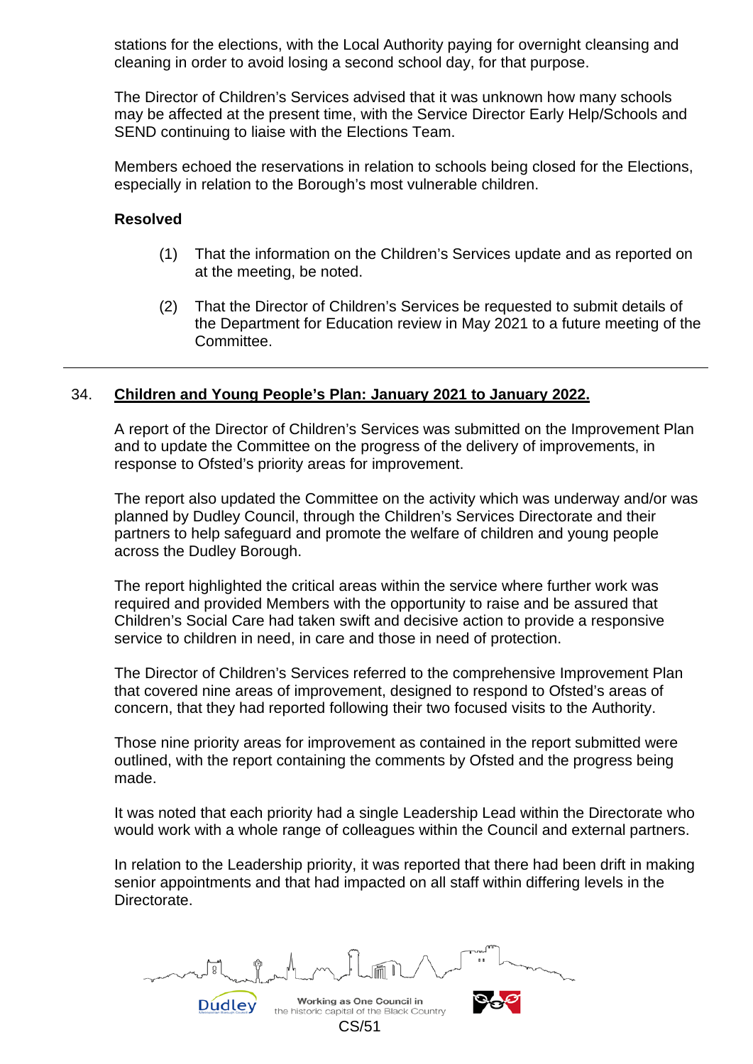stations for the elections, with the Local Authority paying for overnight cleansing and cleaning in order to avoid losing a second school day, for that purpose.

The Director of Children's Services advised that it was unknown how many schools may be affected at the present time, with the Service Director Early Help/Schools and SEND continuing to liaise with the Elections Team.

Members echoed the reservations in relation to schools being closed for the Elections, especially in relation to the Borough's most vulnerable children.

**Resolved**

(1) That the information on the Children's Services update and as reported on at the meeting, be noted.

(2) That the Director of Children's Services be requested to submit details of the Department for Education review in May 2021 to a future meeting of the Committee.

---

## 34. Children and Young People's Plan: January 2021 to January 2022.

A report of the Director of Children's Services was submitted on the Improvement Plan and to update the Committee on the progress of the delivery of improvements, in response to Ofsted's priority areas for improvement.

The report also updated the Committee on the activity which was underway and/or was planned by Dudley Council, through the Children's Services Directorate and their partners to help safeguard and promote the welfare of children and young people across the Dudley Borough.

The report highlighted the critical areas within the service where further work was required and provided Members with the opportunity to raise and be assured that Children's Social Care had taken swift and decisive action to provide a responsive service to children in need, in care and those in need of protection.

The Director of Children's Services referred to the comprehensive Improvement Plan that covered nine areas of improvement, designed to respond to Ofsted's areas of concern, that they had reported following their two focused visits to the Authority.

Those nine priority areas for improvement as contained in the report submitted were outlined, with the report containing the comments by Ofsted and the progress being made.

It was noted that each priority had a single Leadership Lead within the Directorate who would work with a whole range of colleagues within the Council and external partners.

In relation to the Leadership priority, it was reported that there had been drift in making senior appointments and that had impacted on all staff within differing levels in the Directorate.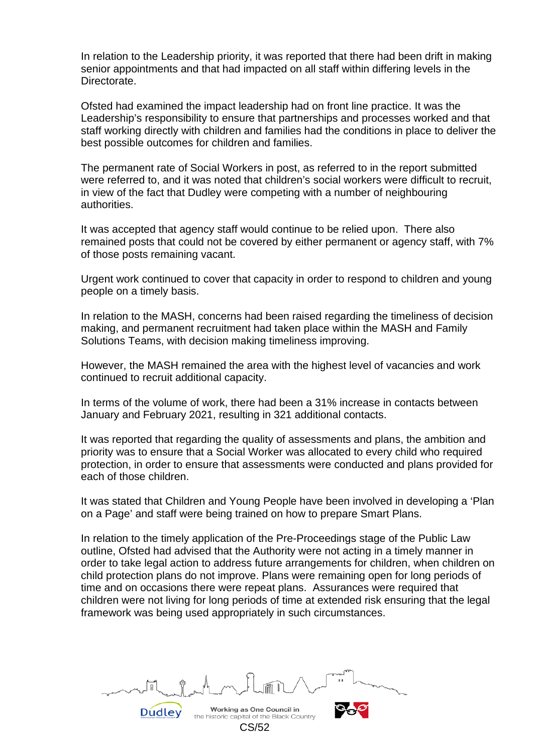In relation to the Leadership priority, it was reported that there had been drift in making senior appointments and that had impacted on all staff within differing levels in the Directorate.

Ofsted had examined the impact leadership had on front line practice. It was the Leadership's responsibility to ensure that partnerships and processes worked and that staff working directly with children and families had the conditions in place to deliver the best possible outcomes for children and families.

The permanent rate of Social Workers in post, as referred to in the report submitted were referred to, and it was noted that children's social workers were difficult to recruit, in view of the fact that Dudley were competing with a number of neighbouring authorities.

It was accepted that agency staff would continue to be relied upon. There also remained posts that could not be covered by either permanent or agency staff, with 7% of those posts remaining vacant.

Urgent work continued to cover that capacity in order to respond to children and young people on a timely basis.

In relation to the MASH, concerns had been raised regarding the timeliness of decision making, and permanent recruitment had taken place within the MASH and Family Solutions Teams, with decision making timeliness improving.

However, the MASH remained the area with the highest level of vacancies and work continued to recruit additional capacity.

In terms of the volume of work, there had been a 31% increase in contacts between January and February 2021, resulting in 321 additional contacts.

It was reported that regarding the quality of assessments and plans, the ambition and priority was to ensure that a Social Worker was allocated to every child who required protection, in order to ensure that assessments were conducted and plans provided for each of those children.

It was stated that Children and Young People have been involved in developing a 'Plan on a Page' and staff were being trained on how to prepare Smart Plans.

In relation to the timely application of the Pre-Proceedings stage of the Public Law outline, Ofsted had advised that the Authority were not acting in a timely manner in order to take legal action to address future arrangements for children, when children on child protection plans do not improve. Plans were remaining open for long periods of time and on occasions there were repeat plans. Assurances were required that children were not living for long periods of time at extended risk ensuring that the legal framework was being used appropriately in such circumstances.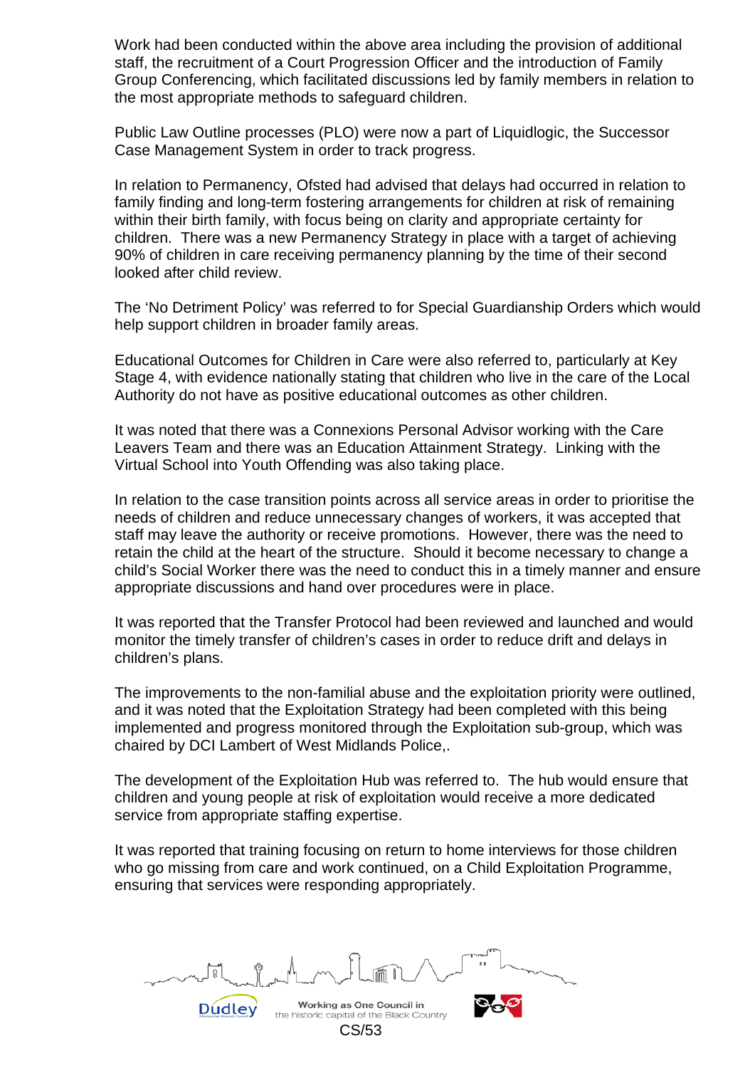Work had been conducted within the above area including the provision of additional staff, the recruitment of a Court Progression Officer and the introduction of Family Group Conferencing, which facilitated discussions led by family members in relation to the most appropriate methods to safeguard children.

Public Law Outline processes (PLO) were now a part of Liquidlogic, the Successor Case Management System in order to track progress.

In relation to Permanency, Ofsted had advised that delays had occurred in relation to family finding and long-term fostering arrangements for children at risk of remaining within their birth family, with focus being on clarity and appropriate certainty for children. There was a new Permanency Strategy in place with a target of achieving 90% of children in care receiving permanency planning by the time of their second looked after child review.

The 'No Detriment Policy' was referred to for Special Guardianship Orders which would help support children in broader family areas.

Educational Outcomes for Children in Care were also referred to, particularly at Key Stage 4, with evidence nationally stating that children who live in the care of the Local Authority do not have as positive educational outcomes as other children.

It was noted that there was a Connexions Personal Advisor working with the Care Leavers Team and there was an Education Attainment Strategy. Linking with the Virtual School into Youth Offending was also taking place.

In relation to the case transition points across all service areas in order to prioritise the needs of children and reduce unnecessary changes of workers, it was accepted that staff may leave the authority or receive promotions. However, there was the need to retain the child at the heart of the structure. Should it become necessary to change a child's Social Worker there was the need to conduct this in a timely manner and ensure appropriate discussions and hand over procedures were in place.

It was reported that the Transfer Protocol had been reviewed and launched and would monitor the timely transfer of children's cases in order to reduce drift and delays in children's plans.

The improvements to the non-familial abuse and the exploitation priority were outlined, and it was noted that the Exploitation Strategy had been completed with this being implemented and progress monitored through the Exploitation sub-group, which was chaired by DCI Lambert of West Midlands Police,.

The development of the Exploitation Hub was referred to. The hub would ensure that children and young people at risk of exploitation would receive a more dedicated service from appropriate staffing expertise.

It was reported that training focusing on return to home interviews for those children who go missing from care and work continued, on a Child Exploitation Programme, ensuring that services were responding appropriately.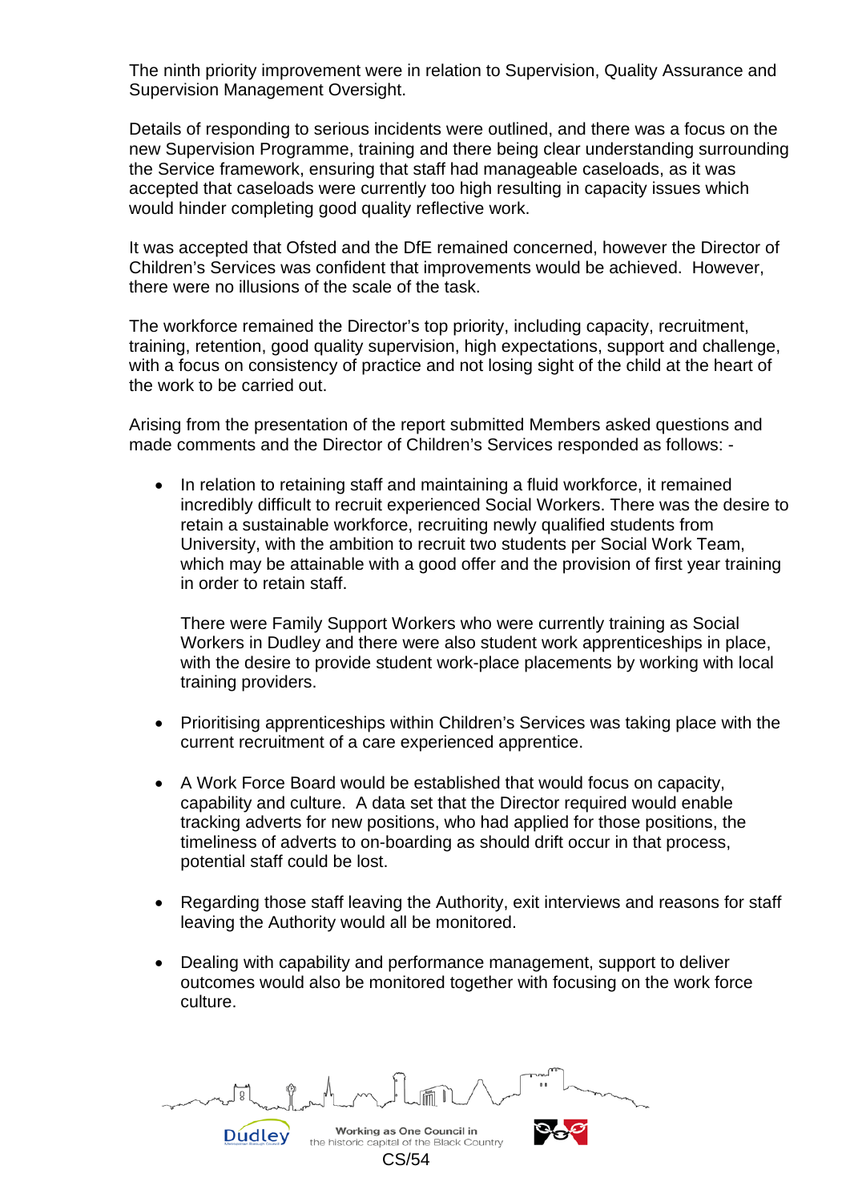The ninth priority improvement were in relation to Supervision, Quality Assurance and Supervision Management Oversight.

Details of responding to serious incidents were outlined, and there was a focus on the new Supervision Programme, training and there being clear understanding surrounding the Service framework, ensuring that staff had manageable caseloads, as it was accepted that caseloads were currently too high resulting in capacity issues which would hinder completing good quality reflective work.

It was accepted that Ofsted and the DfE remained concerned, however the Director of Children's Services was confident that improvements would be achieved. However, there were no illusions of the scale of the task.

The workforce remained the Director's top priority, including capacity, recruitment, training, retention, good quality supervision, high expectations, support and challenge, with a focus on consistency of practice and not losing sight of the child at the heart of the work to be carried out.

Arising from the presentation of the report submitted Members asked questions and made comments and the Director of Children's Services responded as follows: -

- In relation to retaining staff and maintaining a fluid workforce, it remained incredibly difficult to recruit experienced Social Workers. There was the desire to retain a sustainable workforce, recruiting newly qualified students from University, with the ambition to recruit two students per Social Work Team, which may be attainable with a good offer and the provision of first year training in order to retain staff.

  There were Family Support Workers who were currently training as Social Workers in Dudley and there were also student work apprenticeships in place, with the desire to provide student work-place placements by working with local training providers.

- Prioritising apprenticeships within Children's Services was taking place with the current recruitment of a care experienced apprentice.

- A Work Force Board would be established that would focus on capacity, capability and culture. A data set that the Director required would enable tracking adverts for new positions, who had applied for those positions, the timeliness of adverts to on-boarding as should drift occur in that process, potential staff could be lost.

- Regarding those staff leaving the Authority, exit interviews and reasons for staff leaving the Authority would all be monitored.

- Dealing with capability and performance management, support to deliver outcomes would also be monitored together with focusing on the work force culture.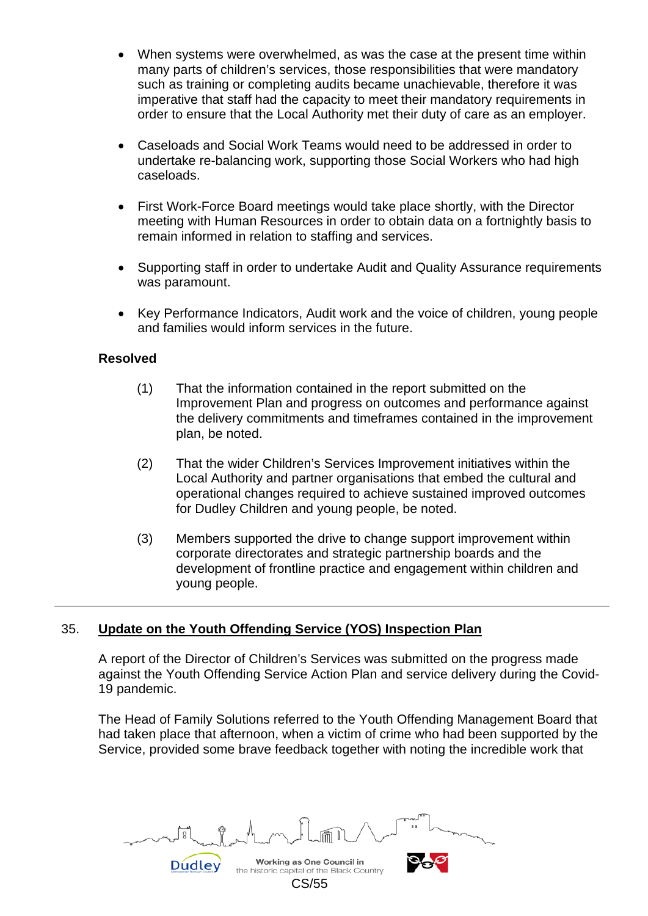- When systems were overwhelmed, as was the case at the present time within many parts of children's services, those responsibilities that were mandatory such as training or completing audits became unachievable, therefore it was imperative that staff had the capacity to meet their mandatory requirements in order to ensure that the Local Authority met their duty of care as an employer.

- Caseloads and Social Work Teams would need to be addressed in order to undertake re-balancing work, supporting those Social Workers who had high caseloads.

- First Work-Force Board meetings would take place shortly, with the Director meeting with Human Resources in order to obtain data on a fortnightly basis to remain informed in relation to staffing and services.

- Supporting staff in order to undertake Audit and Quality Assurance requirements was paramount.

- Key Performance Indicators, Audit work and the voice of children, young people and families would inform services in the future.

**Resolved**

(1) That the information contained in the report submitted on the Improvement Plan and progress on outcomes and performance against the delivery commitments and timeframes contained in the improvement plan, be noted.

(2) That the wider Children's Services Improvement initiatives within the Local Authority and partner organisations that embed the cultural and operational changes required to achieve sustained improved outcomes for Dudley Children and young people, be noted.

(3) Members supported the drive to change support improvement within corporate directorates and strategic partnership boards and the development of frontline practice and engagement within children and young people.

---

## 35. Update on the Youth Offending Service (YOS) Inspection Plan

A report of the Director of Children's Services was submitted on the progress made against the Youth Offending Service Action Plan and service delivery during the Covid-19 pandemic.

The Head of Family Solutions referred to the Youth Offending Management Board that had taken place that afternoon, when a victim of crime who had been supported by the Service, provided some brave feedback together with noting the incredible work that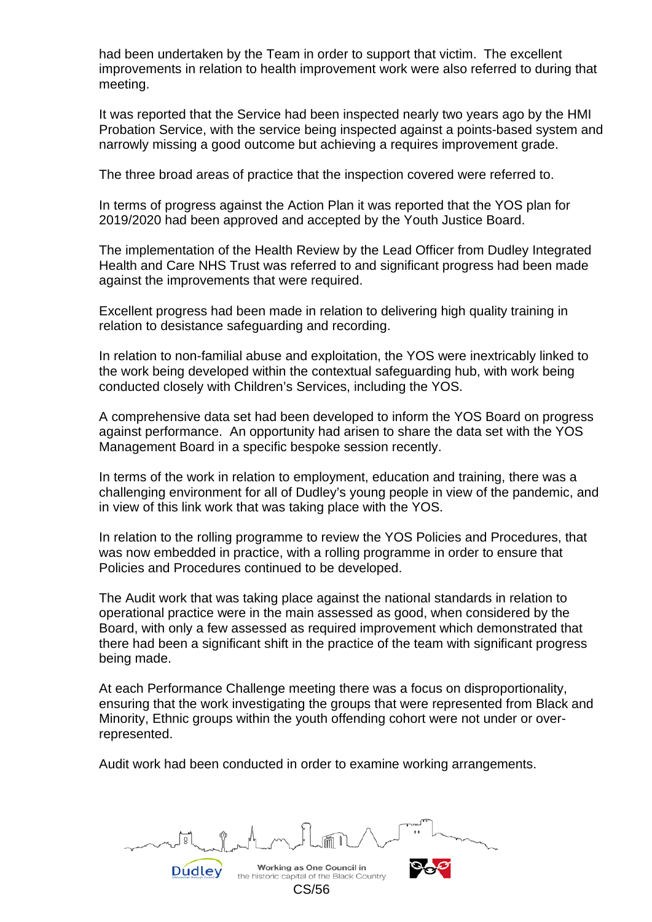had been undertaken by the Team in order to support that victim. The excellent improvements in relation to health improvement work were also referred to during that meeting.

It was reported that the Service had been inspected nearly two years ago by the HMI Probation Service, with the service being inspected against a points-based system and narrowly missing a good outcome but achieving a requires improvement grade.

The three broad areas of practice that the inspection covered were referred to.

In terms of progress against the Action Plan it was reported that the YOS plan for 2019/2020 had been approved and accepted by the Youth Justice Board.

The implementation of the Health Review by the Lead Officer from Dudley Integrated Health and Care NHS Trust was referred to and significant progress had been made against the improvements that were required.

Excellent progress had been made in relation to delivering high quality training in relation to desistance safeguarding and recording.

In relation to non-familial abuse and exploitation, the YOS were inextricably linked to the work being developed within the contextual safeguarding hub, with work being conducted closely with Children's Services, including the YOS.

A comprehensive data set had been developed to inform the YOS Board on progress against performance. An opportunity had arisen to share the data set with the YOS Management Board in a specific bespoke session recently.

In terms of the work in relation to employment, education and training, there was a challenging environment for all of Dudley's young people in view of the pandemic, and in view of this link work that was taking place with the YOS.

In relation to the rolling programme to review the YOS Policies and Procedures, that was now embedded in practice, with a rolling programme in order to ensure that Policies and Procedures continued to be developed.

The Audit work that was taking place against the national standards in relation to operational practice were in the main assessed as good, when considered by the Board, with only a few assessed as required improvement which demonstrated that there had been a significant shift in the practice of the team with significant progress being made.

At each Performance Challenge meeting there was a focus on disproportionality, ensuring that the work investigating the groups that were represented from Black and Minority, Ethnic groups within the youth offending cohort were not under or over-represented.

Audit work had been conducted in order to examine working arrangements.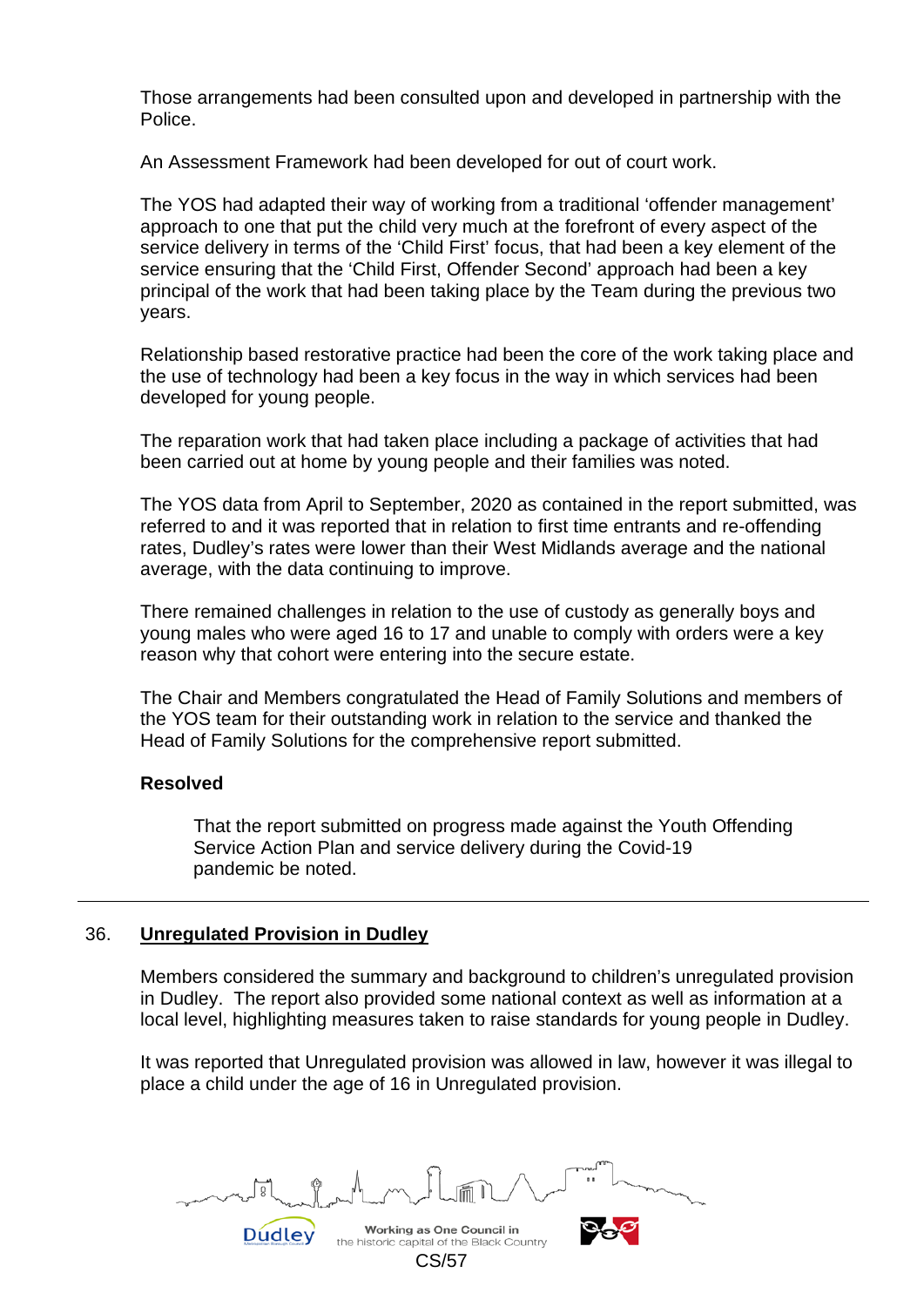Those arrangements had been consulted upon and developed in partnership with the Police.

An Assessment Framework had been developed for out of court work.

The YOS had adapted their way of working from a traditional 'offender management' approach to one that put the child very much at the forefront of every aspect of the service delivery in terms of the 'Child First' focus, that had been a key element of the service ensuring that the 'Child First, Offender Second' approach had been a key principal of the work that had been taking place by the Team during the previous two years.

Relationship based restorative practice had been the core of the work taking place and the use of technology had been a key focus in the way in which services had been developed for young people.

The reparation work that had taken place including a package of activities that had been carried out at home by young people and their families was noted.

The YOS data from April to September, 2020 as contained in the report submitted, was referred to and it was reported that in relation to first time entrants and re-offending rates, Dudley's rates were lower than their West Midlands average and the national average, with the data continuing to improve.

There remained challenges in relation to the use of custody as generally boys and young males who were aged 16 to 17 and unable to comply with orders were a key reason why that cohort were entering into the secure estate.

The Chair and Members congratulated the Head of Family Solutions and members of the YOS team for their outstanding work in relation to the service and thanked the Head of Family Solutions for the comprehensive report submitted.

**Resolved**

> That the report submitted on progress made against the Youth Offending Service Action Plan and service delivery during the Covid-19 pandemic be noted.

---

## 36. Unregulated Provision in Dudley

Members considered the summary and background to children's unregulated provision in Dudley. The report also provided some national context as well as information at a local level, highlighting measures taken to raise standards for young people in Dudley.

It was reported that Unregulated provision was allowed in law, however it was illegal to place a child under the age of 16 in Unregulated provision.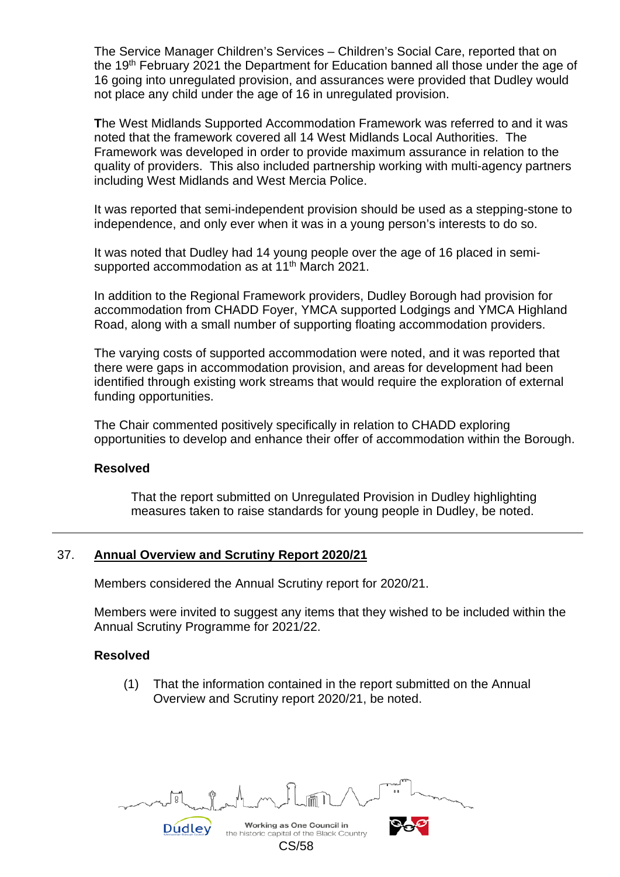The Service Manager Children's Services – Children's Social Care, reported that on the 19th February 2021 the Department for Education banned all those under the age of 16 going into unregulated provision, and assurances were provided that Dudley would not place any child under the age of 16 in unregulated provision.

**T**he West Midlands Supported Accommodation Framework was referred to and it was noted that the framework covered all 14 West Midlands Local Authorities. The Framework was developed in order to provide maximum assurance in relation to the quality of providers. This also included partnership working with multi-agency partners including West Midlands and West Mercia Police.

It was reported that semi-independent provision should be used as a stepping-stone to independence, and only ever when it was in a young person's interests to do so.

It was noted that Dudley had 14 young people over the age of 16 placed in semi-supported accommodation as at 11th March 2021.

In addition to the Regional Framework providers, Dudley Borough had provision for accommodation from CHADD Foyer, YMCA supported Lodgings and YMCA Highland Road, along with a small number of supporting floating accommodation providers.

The varying costs of supported accommodation were noted, and it was reported that there were gaps in accommodation provision, and areas for development had been identified through existing work streams that would require the exploration of external funding opportunities.

The Chair commented positively specifically in relation to CHADD exploring opportunities to develop and enhance their offer of accommodation within the Borough.

**Resolved**

That the report submitted on Unregulated Provision in Dudley highlighting measures taken to raise standards for young people in Dudley, be noted.

---

37. **Annual Overview and Scrutiny Report 2020/21**

Members considered the Annual Scrutiny report for 2020/21.

Members were invited to suggest any items that they wished to be included within the Annual Scrutiny Programme for 2021/22.

**Resolved**

(1) That the information contained in the report submitted on the Annual Overview and Scrutiny report 2020/21, be noted.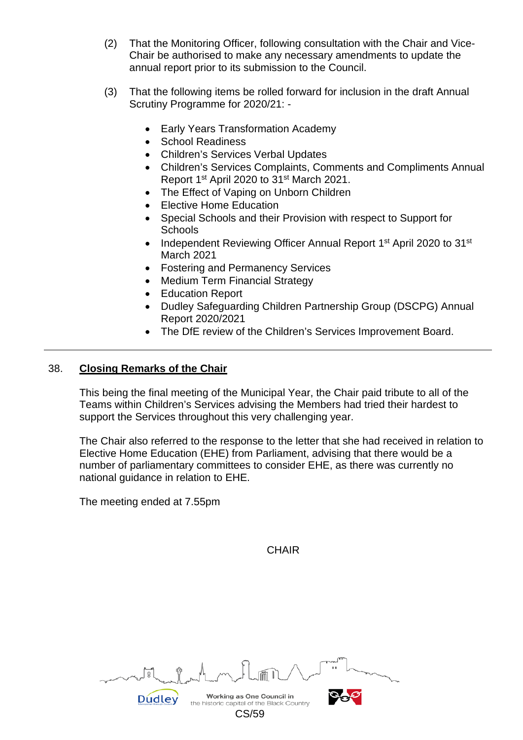(2) That the Monitoring Officer, following consultation with the Chair and Vice-Chair be authorised to make any necessary amendments to update the annual report prior to its submission to the Council.

(3) That the following items be rolled forward for inclusion in the draft Annual Scrutiny Programme for 2020/21: -

- Early Years Transformation Academy
- School Readiness
- Children's Services Verbal Updates
- Children's Services Complaints, Comments and Compliments Annual Report 1st April 2020 to 31st March 2021.
- The Effect of Vaping on Unborn Children
- Elective Home Education
- Special Schools and their Provision with respect to Support for Schools
- Independent Reviewing Officer Annual Report 1st April 2020 to 31st March 2021
- Fostering and Permanency Services
- Medium Term Financial Strategy
- Education Report
- Dudley Safeguarding Children Partnership Group (DSCPG) Annual Report 2020/2021
- The DfE review of the Children's Services Improvement Board.

---

## 38. Closing Remarks of the Chair

This being the final meeting of the Municipal Year, the Chair paid tribute to all of the Teams within Children's Services advising the Members had tried their hardest to support the Services throughout this very challenging year.

The Chair also referred to the response to the letter that she had received in relation to Elective Home Education (EHE) from Parliament, advising that there would be a number of parliamentary committees to consider EHE, as there was currently no national guidance in relation to EHE.

The meeting ended at 7.55pm

CHAIR